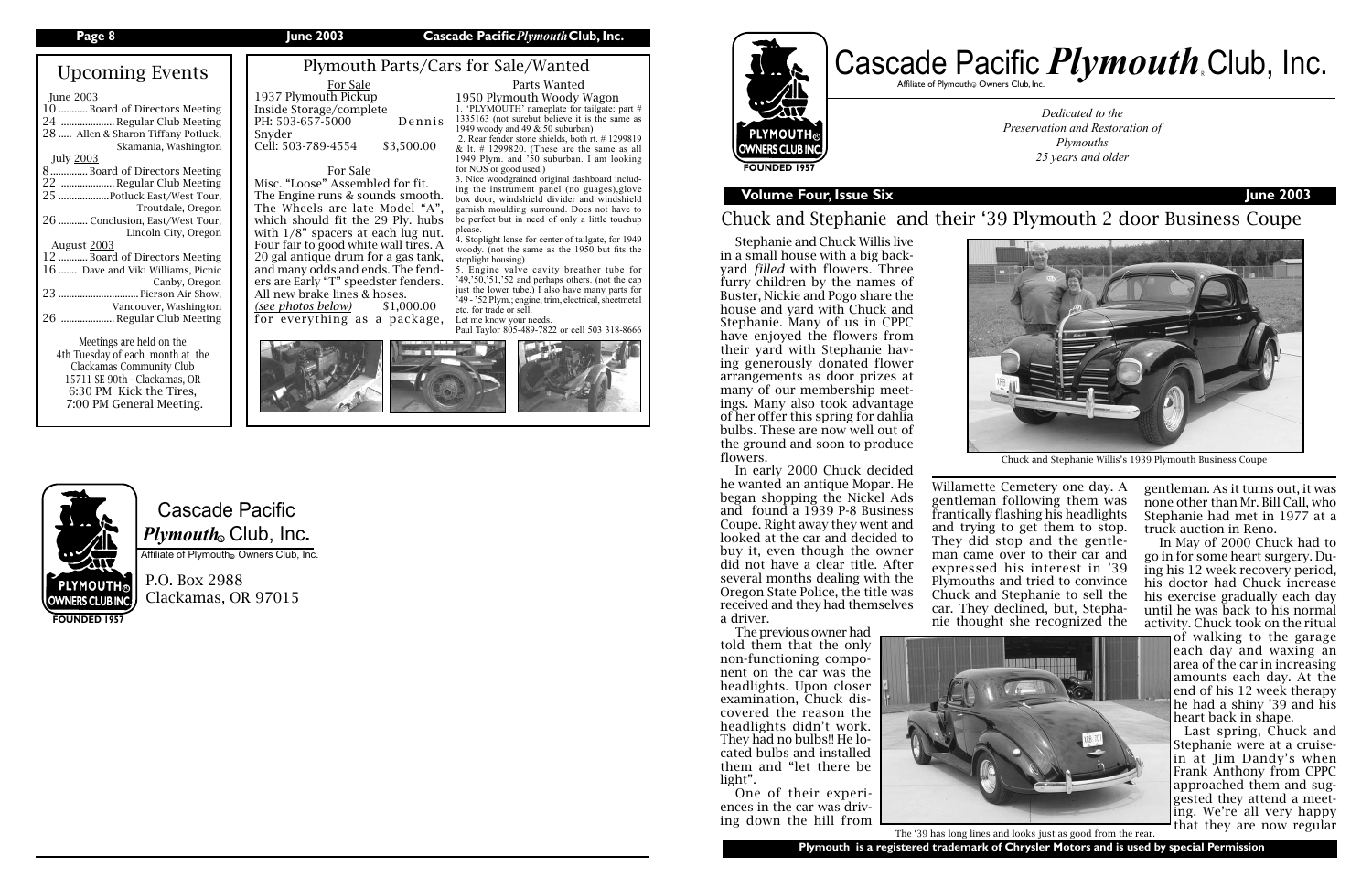## Upcoming Events

June 2003

- 10 ........... Board of Directors Meeting
- 24 ................... Regular Club Meeting
- 28 ..... Allen & Sharon Tiffany Potluck, Skamania, Washington

July 2003

- 8 ............. Board of Directors Meeting
- 22 ................... Regular Club Meeting
- 25 ..................Potluck East/West Tour, Troutdale, Oregon
- 26 ........... Conclusion, East/West Tour, Lincoln City, Oregon

August 2003

- 12 ........... Board of Directors Meeting
- 16 ....... Dave and Viki Williams, Picnic Canby, Oregon
- 23 ............................. Pierson Air Show, Vancouver, Washington
- 26 ................... Regular Club Meeting

Meetings are held on the 4th Tuesday of each month at the Clackamas Community Club 15711 SE 90th - Clackamas, OR
6:30 PM Kick the Tires,
7:00 PM General Meeting.

## Plymouth Parts/Cars for Sale/Wanted

**For Sale**

1937 Plymouth Pickup
Inside Storage/complete
PH: 503-657-5000 Dennis Snyder
Cell: 503-789-4554 $3,500.00

**For Sale**

Misc. "Loose" Assembled for fit. The Engine runs & sounds smooth. The Wheels are late Model "A", which should fit the 29 Ply. hubs with 1/8" spacers at each lug nut. Four fair to good white wall tires. A 20 gal antique drum for a gas tank, and many odds and ends. The fenders are Early "T" speedster fenders. All new brake lines & hoses.
*(see photos below)* $1,000.00 for everything as a package,

**Parts Wanted**

1950 Plymouth Woody Wagon

1. 'PLYMOUTH' nameplate for tailgate: part # 1335163 (not surebut believe it is the same as 1949 woody and 49 & 50 suburban)
2. Rear fender stone shields, both rt. # 1299819 & lt. # 1299820. (These are the same as all 1949 Plym. and '50 suburban. I am looking for NOS or good used.)
3. Nice woodgrained original dashboard including the instrument panel (no guages),glove box door, windshield divider and windshield garnish moulding surround. Does not have to be perfect but in need of only a little touchup please.
4. Stoplight lense for center of tailgate, for 1949 woody. (not the same as the 1950 but fits the stoplight housing)
5. Engine valve cavity breather tube for '49,'50,'51,'52 and perhaps others. (not the cap just the lower tube.) I also have many parts for '49 - '52 Plym.; engine, trim, electrical, sheetmetal etc. for trade or sell.

Let me know your needs.
Paul Taylor 805-489-7822 or cell 503 318-8666

Cascade Pacific *Plymouth*® Club, Inc.
Affiliate of Plymouth® Owners Club, Inc.
P.O. Box 2988
Clackamas, OR 97015

# Cascade Pacific *Plymouth*® Club, Inc.

Affiliate of Plymouth® Owners Club, Inc.

FOUNDED 1957

*Dedicated to the Preservation and Restoration of Plymouths 25 years and older*

**Volume Four, Issue Six** **June 2003**

## Chuck and Stephanie and their '39 Plymouth 2 door Business Coupe

Stephanie and Chuck Willis live in a small house with a big backyard *filled* with flowers. Three furry children by the names of Buster, Nickie and Pogo share the house and yard with Chuck and Stephanie. Many of us in CPPC have enjoyed the flowers from their yard with Stephanie having generously donated flower arrangements as door prizes at many of our membership meetings. Many also took advantage of her offer this spring for dahlia bulbs. These are now well out of the ground and soon to produce flowers.

Chuck and Stephanie Willis's 1939 Plymouth Business Coupe

In early 2000 Chuck decided he wanted an antique Mopar. He began shopping the Nickel Ads and found a 1939 P-8 Business Coupe. Right away they went and looked at the car and decided to buy it, even though the owner did not have a clear title. After several months dealing with the Oregon State Police, the title was received and they had themselves a driver.

The previous owner had told them that the only non-functioning component on the car was the headlights. Upon closer examination, Chuck discovered the reason the headlights didn't work. They had no bulbs!! He located bulbs and installed them and "let there be light".

One of their experiences in the car was driving down the hill from Willamette Cemetery one day. A gentleman following them was frantically flashing his headlights and trying to get them to stop. They did stop and the gentleman came over to their car and expressed his interest in '39 Plymouths and tried to convince Chuck and Stephanie to sell the car. They declined, but, Stephanie thought she recognized the gentleman. As it turns out, it was none other than Mr. Bill Call, who Stephanie had met in 1977 at a truck auction in Reno.

The '39 has long lines and looks just as good from the rear.

In May of 2000 Chuck had to go in for some heart surgery. During his 12 week recovery period, his doctor had Chuck increase his exercise gradually each day until he was back to his normal activity. Chuck took on the ritual of walking to the garage each day and waxing an area of the car in increasing amounts each day. At the end of his 12 week therapy he had a shiny '39 and his heart back in shape.

Last spring, Chuck and Stephanie were at a cruise-in at Jim Dandy's when Frank Anthony from CPPC approached them and suggested they attend a meeting. We're all very happy that they are now regular

**Plymouth is a registered trademark of Chrysler Motors and is used by special Permission**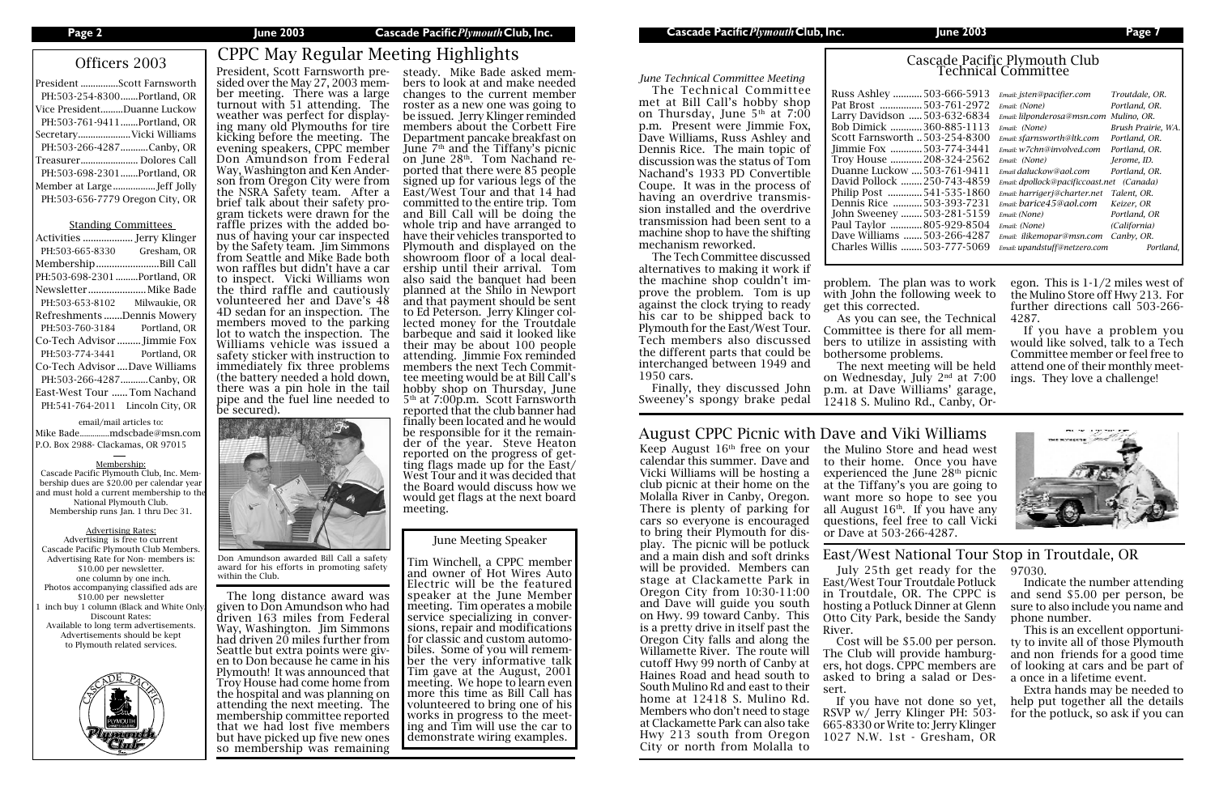## Officers 2003

President ...............Scott Farnsworth
PH:503-254-8300.......Portland, OR
Vice President.........Duanne Luckow
PH:503-761-9411.......Portland, OR
Secretary....................Vicki Williams
PH:503-266-4287...........Canby, OR
Treasurer...................... Dolores Call
PH:503-698-2301.......Portland, OR
Member at Large.................Jeff Jolly
PH:503-656-7779 Oregon City, OR

### Standing Committees

Activities ................... Jerry Klinger
PH:503-665-8330 Gresham, OR
Membership........................Bill Call
PH:503-698-2301 .........Portland, OR
Newsletter......................Mike Bade
PH:503-653-8102 Milwaukie, OR
Refreshments .......Dennis Mowery
PH:503-760-3184 Portland, OR
Co-Tech Advisor ......... Jimmie Fox
PH:503-774-3441 Portland, OR
Co-Tech Advisor ....Dave Williams
PH:503-266-4287...........Canby, OR
East-West Tour ...... Tom Nachand
PH:541-764-2011 Lincoln City, OR

email/mail articles to:
Mike Bade.............mdscbade@msn.com
P.O. Box 2988- Clackamas, OR 97015

Membership:
Cascade Pacific Plymouth Club, Inc. Membership dues are $20.00 per calendar year and must hold a current membership to the National Plymouth Club.
Membership runs Jan. 1 thru Dec 31.

Advertising Rates:
Advertising is free to current Cascade Pacific Plymouth Club Members.
Advertising Rate for Non- members is: $10.00 per newsletter.
one column by one inch.
Photos accompanying classified ads are $10.00 per newsletter
1 inch buy 1 column (Black and White Only)
Discount Rates:
Available to long term advertisements.
Advertisements should be kept to Plymouth related services.

## CPPC May Regular Meeting Highlights

President, Scott Farnsworth presided over the May 27, 2003 member meeting. There was a large turnout with 51 attending. The weather was perfect for displaying many old Plymouths for tire kicking before the meeting. The evening speakers, CPPC member Don Amundson from Federal Way, Washington and Ken Anderson from Oregon City were from the NSRA Safety team. After a brief talk about their safety program tickets were drawn for the raffle prizes with the added bonus of having your car inspected by the Safety team. Jim Simmons from Seattle and Mike Bade both won raffles but didn't have a car to inspect. Vicki Williams won the third raffle and cautiously volunteered her and Dave's 48 4D sedan for an inspection. The members moved to the parking lot to watch the inspection. The Williams vehicle was issued a safety sticker with instruction to immediately fix three problems (the battery needed a hold down, there was a pin hole in the tail pipe and the fuel line needed to be secured).

Don Amundson awarded Bill Call a safety award for his efforts in promoting safety within the Club.

The long distance award was given to Don Amundson who had driven 163 miles from Federal Way, Washington. Jim Simmons had driven 20 miles further from Seattle but extra points were given to Don because he came in his Plymouth! It was announced that Troy House had come home from the hospital and was planning on attending the next meeting. The membership committee reported that we had lost five members but have picked up five new ones so membership was remaining steady. Mike Bade asked members to look at and make needed changes to the current member roster as a new one was going to be issued. Jerry Klinger reminded members about the Corbett Fire Department pancake breakfast on June 7th and the Tiffany's picnic on June 28th. Tom Nachand reported that there were 85 people signed up for various legs of the East/West Tour and that 14 had committed to the entire trip. Tom and Bill Call will be doing the whole trip and have arranged to have their vehicles transported to Plymouth and displayed on the showroom floor of a local dealership until their arrival. Tom also said the banquet had been planned at the Shilo in Newport and that payment should be sent to Ed Peterson. Jerry Klinger collected money for the Troutdale barbeque and said it looked like their may be about 100 people attending. Jimmie Fox reminded members the next Tech Committee meeting would be at Bill Call's hobby shop on Thursday, June 5th at 7:00p.m. Scott Farnsworth reported that the club banner had finally been located and he would be responsible for it the remainder of the year. Steve Heaton reported on the progress of getting flags made up for the East/West Tour and it was decided that the Board would discuss how we would get flags at the next board meeting.

### June Meeting Speaker

Tim Winchell, a CPPC member and owner of Hot Wires Auto Electric will be the featured speaker at the June Member meeting. Tim operates a mobile service specializing in conversions, repair and modifications for classic and custom automobiles. Some of you will remember the very informative talk Tim gave at the August, 2001 meeting. We hope to learn even more this time as Bill Call has volunteered to bring one of his works in progress to the meeting and Tim will use the car to demonstrate wiring examples.

## Cascade Pacific Plymouth Club Technical Committee

| Name | Phone | Email | Location |
|---|---|---|---|
| Russ Ashley | 503-666-5913 | Email: jsten@pacifier.com | Troutdale, OR. |
| Pat Brost | 503-761-2972 | Email: (None) | Portland, OR. |
| Larry Davidson | 503-632-6834 | Email: lilponderosa@msn.com | Mulino, OR. |
| Bob Dimick | 360-885-1113 | Email: (None) | Brush Prairie, WA. |
| Scott Farnsworth | 503-254-8300 | Email: sfarnsworth@ltk.com | Portland, OR. |
| Jimmie Fox | 503-774-3441 | Email: w7chn@involved.com | Portland, OR. |
| Troy House | 208-324-2562 | Email: (None) | Jerome, ID. |
| Duanne Luckow | 503-761-9411 | Email daluckow@aol.com | Portland, OR. |
| David Pollock | 250-743-4859 | Email: dpollock@pacificcoast.net | (Canada) |
| Philip Post | 541-535-1860 | Email: harrigerj@charter.net | Talent, OR. |
| Dennis Rice | 503-393-7231 | Email: barice45@aol.com | Keizer, OR |
| John Sweeney | 503-281-5159 | Email: (None) | Portland, OR |
| Paul Taylor | 805-929-8504 | Email: (None) | (California) |
| Dave Williams | 503-266-4287 | Email: ilikemopar@msn.com | Canby, OR. |
| Charles Willis | 503-777-5069 | Email: upandstuff@netzero.com | Portland, |

*June Technical Committee Meeting*

The Technical Committee met at Bill Call's hobby shop on Thursday, June 5th at 7:00 p.m. Present were Jimmie Fox, Dave Williams, Russ Ashley and Dennis Rice. The main topic of discussion was the status of Tom Nachand's 1933 PD Convertible Coupe. It was in the process of having an overdrive transmission installed and the overdrive transmission had been sent to a machine shop to have the shifting mechanism reworked.

The Tech Committee discussed alternatives to making it work if the machine shop couldn't improve the problem. Tom is up against the clock trying to ready his car to be shipped back to Plymouth for the East/West Tour. Tech members also discussed the different parts that could be interchanged between 1949 and 1950 cars.

Finally, they discussed John Sweeney's spongy brake pedal problem. The plan was to work with John the following week to get this corrected.

As you can see, the Technical Committee is there for all members to utilize in assisting with bothersome problems.

The next meeting will be held on Wednesday, July 2nd at 7:00 p.m. at Dave Williams' garage, 12418 S. Mulino Rd., Canby, Oregon. This is 1-1/2 miles west of the Mulino Store off Hwy 213. For further directions call 503-266-4287.

If you have a problem you would like solved, talk to a Tech Committee member or feel free to attend one of their monthly meetings. They love a challenge!

## August CPPC Picnic with Dave and Viki Williams

Keep August 16th free on your calendar this summer. Dave and Vicki Williams will be hosting a club picnic at their home on the Molalla River in Canby, Oregon. There is plenty of parking for cars so everyone is encouraged to bring their Plymouth for display. The picnic will be potluck and a main dish and soft drinks will be provided. Members can stage at Clackamette Park in Oregon City from 10:30-11:00 and Dave will guide you south on Hwy. 99 toward Canby. This is a pretty drive in itself past the Oregon City falls and along the Willamette River. The route will cutoff Hwy 99 north of Canby at Haines Road and head south to South Mulino Rd and east to their home at 12418 S. Mulino Rd. Members who don't need to stage at Clackamette Park can also take Hwy 213 south from Oregon City or north from Molalla to the Mulino Store and head west to their home. Once you have experienced the June 28th picnic at the Tiffany's you are going to want more so hope to see you all August 16th. If you have any questions, feel free to call Vicki or Dave at 503-266-4287.

## East/West National Tour Stop in Troutdale, OR

July 25th get ready for the East/West Tour Troutdale Potluck in Troutdale, OR. The CPPC is hosting a Potluck Dinner at Glenn Otto City Park, beside the Sandy River.

Cost will be $5.00 per person. The Club will provide hamburgers, hot dogs. CPPC members are asked to bring a salad or Dessert.

If you have not done so yet, RSVP w/ Jerry Klinger PH: 503-665-8330 or Write to: Jerry Klinger 1027 N.W. 1st - Gresham, OR 97030.

Indicate the number attending and send $5.00 per person, be sure to also include you name and phone number.

This is an excellent opportunity to invite all of those Plymouth and non friends for a good time of looking at cars and be part of a once in a lifetime event.

Extra hands may be needed to help put together all the details for the potluck, so ask if you can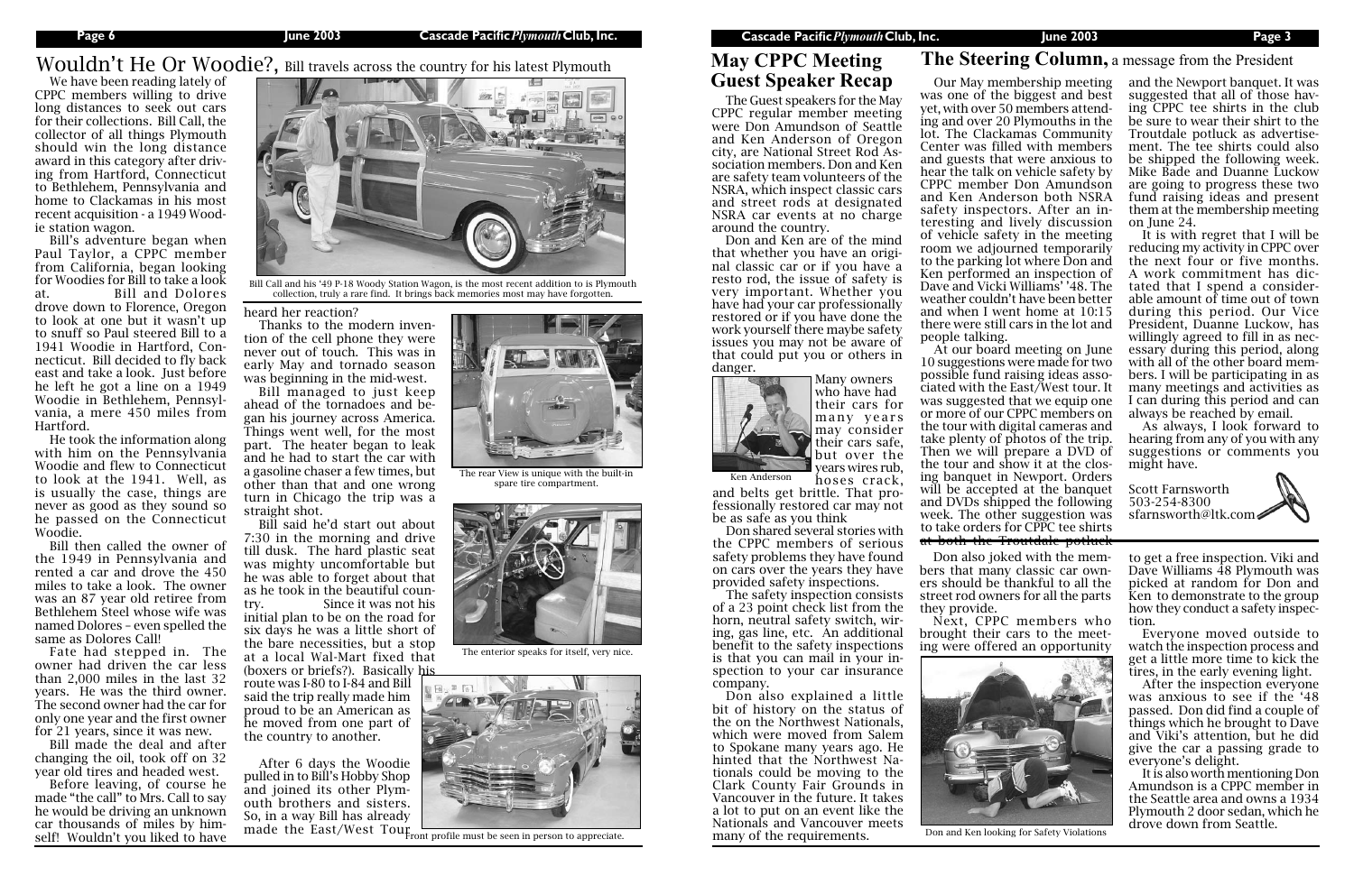# Wouldn't He Or Woodie?, Bill travels across the country for his latest Plymouth

We have been reading lately of CPPC members willing to drive long distances to seek out cars for their collections. Bill Call, the collector of all things Plymouth should win the long distance award in this category after driving from Hartford, Connecticut to Bethlehem, Pennsylvania and home to Clackamas in his most recent acquisition - a 1949 Woodie station wagon.

Bill's adventure began when Paul Taylor, a CPPC member from California, began looking for Woodies for Bill to take a look at. Bill and Dolores drove down to Florence, Oregon to look at one but it wasn't up to snuff so Paul steered Bill to a 1941 Woodie in Hartford, Connecticut. Bill decided to fly back east and take a look. Just before he left he got a line on a 1949 Woodie in Bethlehem, Pennsylvania, a mere 450 miles from Hartford.

He took the information along with him on the Pennsylvania Woodie and flew to Connecticut to look at the 1941. Well, as is usually the case, things are never as good as they sound so he passed on the Connecticut Woodie.

Bill then called the owner of the 1949 in Pennsylvania and rented a car and drove the 450 miles to take a look. The owner was an 87 year old retiree from Bethlehem Steel whose wife was named Dolores – even spelled the same as Dolores Call!

Fate had stepped in. The owner had driven the car less than 2,000 miles in the last 32 years. He was the third owner. The second owner had the car for only one year and the first owner for 21 years, since it was new.

Bill made the deal and after changing the oil, took off on 32 year old tires and headed west.

Before leaving, of course he made "the call" to Mrs. Call to say he would be driving an unknown car thousands of miles by himself! Wouldn't you liked to have heard her reaction?

Thanks to the modern invention of the cell phone they were never out of touch. This was in early May and tornado season was beginning in the mid-west.

Bill managed to just keep ahead of the tornadoes and began his journey across America. Things went well, for the most part. The heater began to leak and he had to start the car with a gasoline chaser a few times, but other than that and one wrong turn in Chicago the trip was a straight shot.

Bill said he'd start out about 7:30 in the morning and drive till dusk. The hard plastic seat was mighty uncomfortable but he was able to forget about that as he took in the beautiful country. Since it was not his initial plan to be on the road for six days he was a little short of the bare necessities, but a stop at a local Wal-Mart fixed that (boxers or briefs?). Basically his route was I-80 to I-84 and Bill said the trip really made him proud to be an American as he moved from one part of the country to another.

After 6 days the Woodie pulled in to Bill's Hobby Shop and joined its other Plymouth brothers and sisters. So, in a way Bill has already made the East/West Tour.

Bill Call and his '49 P-18 Woody Station Wagon, is the most recent addition to is Plymouth collection, truly a rare find. It brings back memories most may have forgotten.

The rear View is unique with the built-in spare tire compartment.

The enterior speaks for itself, very nice.

Front profile must be seen in person to appreciate.

## May CPPC Meeting Guest Speaker Recap

The Guest speakers for the May CPPC regular member meeting were Don Amundson of Seattle and Ken Anderson of Oregon city, are National Street Rod Association members. Don and Ken are safety team volunteers of the NSRA, which inspect classic cars and street rods at designated NSRA car events at no charge around the country.

Don and Ken are of the mind that whether you have an original classic car or if you have a resto rod, the issue of safety is very important. Whether you have had your car professionally restored or if you have done the work yourself there maybe safety issues you may not be aware of that could put you or others in danger.

Many owners who have had their cars for many years may consider their cars safe, but over the years wires rub, hoses crack, and belts get brittle. That professionally restored car may not be as safe as you think

Ken Anderson

Don shared several stories with the CPPC members of serious safety problems they have found on cars over the years they have provided safety inspections.

The safety inspection consists of a 23 point check list from the horn, neutral safety switch, wiring, gas line, etc. An additional benefit to the safety inspections is that you can mail in your inspection to your car insurance company.

Don also explained a little bit of history on the status of the on the Northwest Nationals, which were moved from Salem to Spokane many years ago. He hinted that the Northwest Nationals could be moving to the Clark County Fair Grounds in Vancouver in the future. It takes a lot to put on an event like the Nationals and Vancouver meets many of the requirements.

Don also joked with the members that many classic car owners should be thankful to all the street rod owners for all the parts they provide.

Next, CPPC members who brought their cars to the meeting were offered an opportunity to get a free inspection. Viki and Dave Williams 48 Plymouth was picked at random for Don and Ken to demonstrate to the group how they conduct a safety inspection.

Don and Ken looking for Safety Violations

Everyone moved outside to watch the inspection process and get a little more time to kick the tires, in the early evening light.

After the inspection everyone was anxious to see if the '48 passed. Don did find a couple of things which he brought to Dave and Viki's attention, but he did give the car a passing grade to everyone's delight.

It is also worth mentioning Don Amundson is a CPPC member in the Seattle area and owns a 1934 Plymouth 2 door sedan, which he drove down from Seattle.

## The Steering Column, a message from the President

Our May membership meeting was one of the biggest and best yet, with over 50 members attending and over 20 Plymouths in the lot. The Clackamas Community Center was filled with members and guests that were anxious to hear the talk on vehicle safety by CPPC member Don Amundson and Ken Anderson both NSRA safety inspectors. After an interesting and lively discussion of vehicle safety in the meeting room we adjourned temporarily to the parking lot where Don and Ken performed an inspection of Dave and Vicki Williams' '48. The weather couldn't have been better and when I went home at 10:15 there were still cars in the lot and people talking.

At our board meeting on June 10 suggestions were made for two possible fund raising ideas associated with the East/West tour. It was suggested that we equip one or more of our CPPC members on the tour with digital cameras and take plenty of photos of the trip. Then we will prepare a DVD of the tour and show it at the closing banquet in Newport. Orders will be accepted at the banquet and DVDs shipped the following week. The other suggestion was to take orders for CPPC tee shirts at both the Troutdale potluck and the Newport banquet. It was suggested that all of those having CPPC tee shirts in the club be sure to wear their shirt to the Troutdale potluck as advertisement. The tee shirts could also be shipped the following week. Mike Bade and Duanne Luckow are going to progress these two fund raising ideas and present them at the membership meeting on June 24.

It is with regret that I will be reducing my activity in CPPC over the next four or five months. A work commitment has dictated that I spend a considerable amount of time out of town during this period. Our Vice President, Duanne Luckow, has willingly agreed to fill in as necessary during this period, along with all of the other board members. I will be participating in as many meetings and activities as I can during this period and can always be reached by email.

As always, I look forward to hearing from any of you with any suggestions or comments you might have.

Scott Farnsworth
503-254-8300
sfarnsworth@ltk.com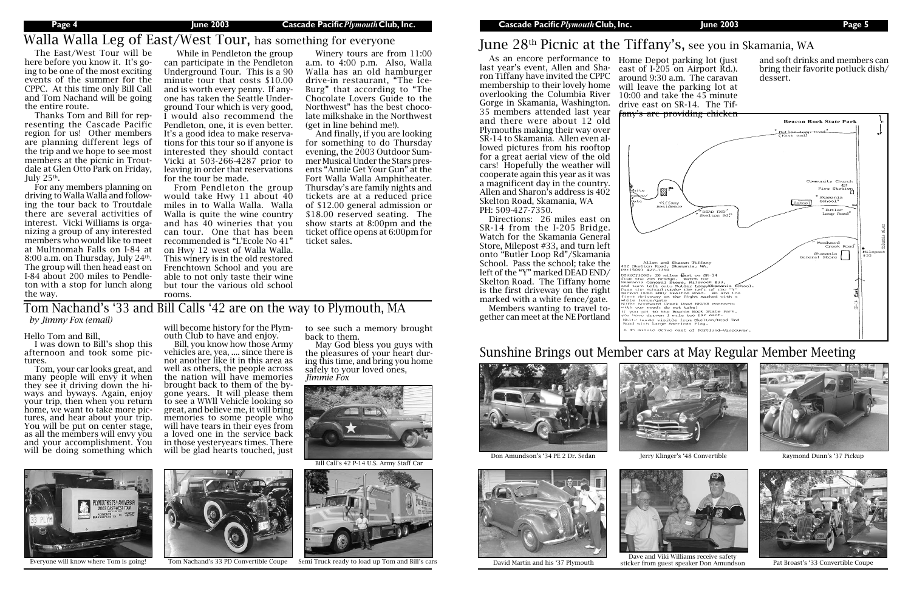# Walla Walla Leg of East/West Tour, has something for everyone

The East/West Tour will be here before you know it. It's going to be one of the most exciting events of the summer for the CPPC. At this time only Bill Call and Tom Nachand will be going the entire route.

Thanks Tom and Bill for representing the Cascade Pacific region for us! Other members are planning different legs of the trip and we hope to see most members at the picnic in Troutdale at Glen Otto Park on Friday, July 25th.

For any members planning on driving to Walla Walla and following the tour back to Troutdale there are several activities of interest. Vicki Williams is organizing a group of any interested members who would like to meet at Multnomah Falls on I-84 at 8:00 a.m. on Thursday, July 24th. The group will then head east on I-84 about 200 miles to Pendleton with a stop for lunch along the way.

While in Pendleton the group can participate in the Pendleton Underground Tour. This is a 90 minute tour that costs $10.00 and is worth every penny. If anyone has taken the Seattle Underground Tour which is very good, I would also recommend the Pendleton, one, it is even better. It's a good idea to make reservations for this tour so if anyone is interested they should contact Vicki at 503-266-4287 prior to leaving in order that reservations for the tour be made.

From Pendleton the group would take Hwy 11 about 40 miles in to Walla Walla. Walla Walla is quite the wine country and has 40 wineries that you can tour. One that has been recommended is "L'Ecole No 41" on Hwy 12 west of Walla Walla. This winery is in the old restored Frenchtown School and you are able to not only taste their wine but tour the various old school rooms.

Winery tours are from 11:00 a.m. to 4:00 p.m. Also, Walla Walla has an old hamburger drive-in restaurant, "The Ice-Burg" that according to "The Chocolate Lovers Guide to the Northwest" has the best chocolate milkshake in the Northwest (get in line behind me!).

And finally, if you are looking for something to do Thursday evening, the 2003 Outdoor Summer Musical Under the Stars presents "Annie Get Your Gun" at the Fort Walla Walla Amphitheater. Thursday's are family nights and tickets are at a reduced price of $12.00 general admission or $18.00 reserved seating. The show starts at 8:00pm and the ticket office opens at 6:00pm for ticket sales.

# Tom Nachand's '33 and Bill Calls '42 are on the way to Plymouth, MA

*by Jimmy Fox (email)*

Hello Tom and Bill,

I was down to Bill's shop this afternoon and took some pictures.

Tom, your car looks great, and many people will envy it when they see it driving down the highways and byways. Again, enjoy your trip, then when you return home, we want to take more pictures, and hear about your trip. You will be put on center stage, as all the members will envy you and your accomplishment. You will be doing something which will become history for the Plymouth Club to have and enjoy.

Bill, you know how those Army vehicles are, yea, .... since there is not another like it in this area as well as others, the people across the nation will have memories brought back to them of the bygone years. It will please them to see a WWll Vehicle looking so great, and believe me, it will bring memories to some people who will have tears in their eyes from a loved one in the service back in those yesteryears times. There will be glad hearts touched, just to see such a memory brought back to them.

May God bless you guys with the pleasures of your heart during this time, and bring you home safely to your loved ones,
*Jimmie Fox*

Bill Call's 42 P-14 U.S. Army Staff Car

Everyone will know where Tom is going!

Tom Nachand's 33 PD Convertible Coupe

Semi Truck ready to load up Tom and Bill's cars

# June 28th Picnic at the Tiffany's, see you in Skamania, WA

As an encore performance to last year's event, Allen and Sharon Tiffany have invited the CPPC membership to their lovely home overlooking the Columbia River Gorge in Skamania, Washington. 35 members attended last year and there were about 12 old Plymouths making their way over SR-14 to Skamania. Allen even allowed pictures from his rooftop for a great aerial view of the old cars! Hopefully the weather will cooperate again this year as it was a magnificent day in the country. Allen and Sharon's address is 402 Skelton Road, Skamania, WA PH: 509-427-7350.

Directions: 26 miles east on SR-14 from the I-205 Bridge. Watch for the Skamania General Store, Milepost #33, and turn left onto "Butler Loop Rd"/Skamania School. Pass the school; take the left of the "Y" marked DEAD END/ Skelton Road. The Tiffany home is the first driveway on the right marked with a white fence/gate.

Members wanting to travel together can meet at the NE Portland Home Depot parking lot (just east of I-205 on Airport Rd.). around 9:30 a.m. The caravan will leave the parking lot at 10:00 and take the 45 minute drive east on SR-14. The Tiffany's are providing chicken and soft drinks and members can bring their favorite potluck dish/ dessert.

Beacon Rock State Park
"Butler Loop Road" (East end)
White Fence/Gate
Tiffany Residence
"DEAD END" "Skelton Rd."
Community Church
Fire Station
"Skamania School"
School
"Butler Loop Road"
"Woodward Creek Road"
Skamania General Store
Milepost #33
Columbia River
SR-14 East
E

Allen and Sharon Tiffany
402 Skelton Road, Skamania, WA.
PH:(509) 427-7350

DIRECTIONS: 26 miles East on SR-14 from the 205 Bridge. Watch for Skamania General Store, Milepost #33, and turn left onto Butler Loop/Skamania School. Pass the school, take the left of the "Y" marked DEAD END/ Skelton Road. We are the first driveway on the Right marked with a white fence/gate
NOTE: Woodward Creek Road NEVER connects with our road: do not take!
If you get to the Beacon Rock State Park, you have driven 1 mile too far east.
White house visible from Skelton/Dead End Road with large American Flag.

A 45 minute drive east of Portland-Vancouver.

# Sunshine Brings out Member cars at May Regular Member Meeting

Don Amundson's '34 PE 2 Dr. Sedan

Jerry Klinger's '48 Convertible

Raymond Dunn's '37 Pickup

David Martin and his '37 Plymouth

Dave and Viki Williams receive safety sticker from guest speaker Don Amundson

Pat Broast's '33 Convertible Coupe